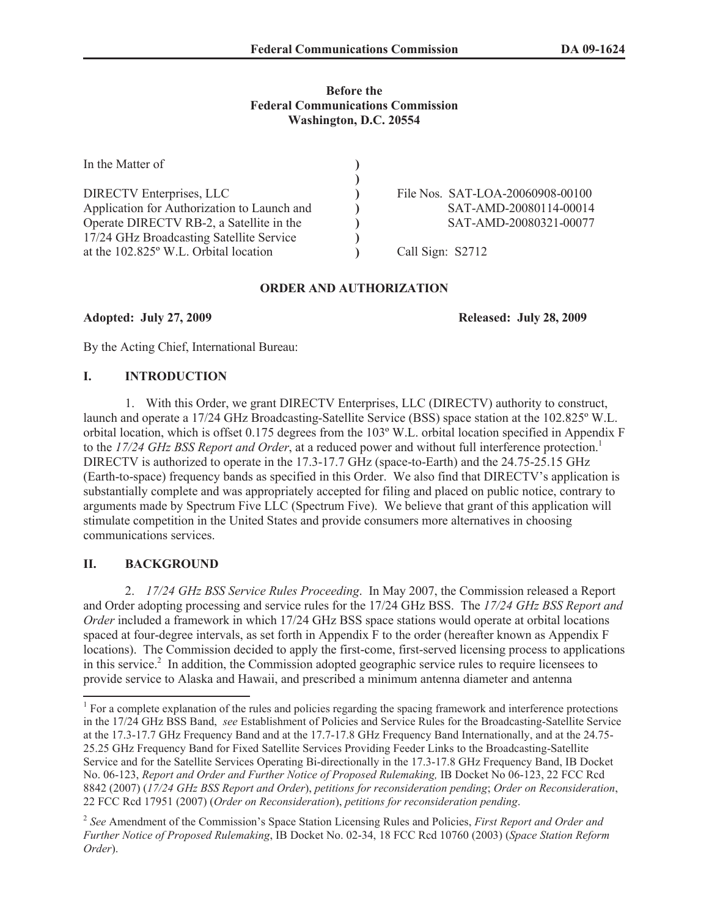**Before the**
**Federal Communications Commission**
**Washington, D.C. 20554**

| | | |
|---|---|---|
| In the Matter of | ) | |
| | ) | |
| DIRECTV Enterprises, LLC | ) | File Nos. SAT-LOA-20060908-00100 |
| Application for Authorization to Launch and | ) | SAT-AMD-20080114-00014 |
| Operate DIRECTV RB-2, a Satellite in the | ) | SAT-AMD-20080321-00077 |
| 17/24 GHz Broadcasting Satellite Service | ) | |
| at the 102.825º W.L. Orbital location | ) | Call Sign: S2712 |

**ORDER AND AUTHORIZATION**

**Adopted: July 27, 2009** **Released: July 28, 2009**

By the Acting Chief, International Bureau:

## I. INTRODUCTION

1. With this Order, we grant DIRECTV Enterprises, LLC (DIRECTV) authority to construct, launch and operate a 17/24 GHz Broadcasting-Satellite Service (BSS) space station at the 102.825º W.L. orbital location, which is offset 0.175 degrees from the 103º W.L. orbital location specified in Appendix F to the *17/24 GHz BSS Report and Order*, at a reduced power and without full interference protection.[1] DIRECTV is authorized to operate in the 17.3-17.7 GHz (space-to-Earth) and the 24.75-25.15 GHz (Earth-to-space) frequency bands as specified in this Order. We also find that DIRECTV's application is substantially complete and was appropriately accepted for filing and placed on public notice, contrary to arguments made by Spectrum Five LLC (Spectrum Five). We believe that grant of this application will stimulate competition in the United States and provide consumers more alternatives in choosing communications services.

## II. BACKGROUND

2. *17/24 GHz BSS Service Rules Proceeding*. In May 2007, the Commission released a Report and Order adopting processing and service rules for the 17/24 GHz BSS. The *17/24 GHz BSS Report and Order* included a framework in which 17/24 GHz BSS space stations would operate at orbital locations spaced at four-degree intervals, as set forth in Appendix F to the order (hereafter known as Appendix F locations). The Commission decided to apply the first-come, first-served licensing process to applications in this service.[2] In addition, the Commission adopted geographic service rules to require licensees to provide service to Alaska and Hawaii, and prescribed a minimum antenna diameter and antenna

---

[1] For a complete explanation of the rules and policies regarding the spacing framework and interference protections in the 17/24 GHz BSS Band, *see* Establishment of Policies and Service Rules for the Broadcasting-Satellite Service at the 17.3-17.7 GHz Frequency Band and at the 17.7-17.8 GHz Frequency Band Internationally, and at the 24.75-25.25 GHz Frequency Band for Fixed Satellite Services Providing Feeder Links to the Broadcasting-Satellite Service and for the Satellite Services Operating Bi-directionally in the 17.3-17.8 GHz Frequency Band, IB Docket No. 06-123, *Report and Order and Further Notice of Proposed Rulemaking,* IB Docket No 06-123, 22 FCC Rcd 8842 (2007) (*17/24 GHz BSS Report and Order*), *petitions for reconsideration pending*; *Order on Reconsideration*, 22 FCC Rcd 17951 (2007) (*Order on Reconsideration*), *petitions for reconsideration pending*.

[2] *See* Amendment of the Commission's Space Station Licensing Rules and Policies, *First Report and Order and Further Notice of Proposed Rulemaking*, IB Docket No. 02-34, 18 FCC Rcd 10760 (2003) (*Space Station Reform Order*).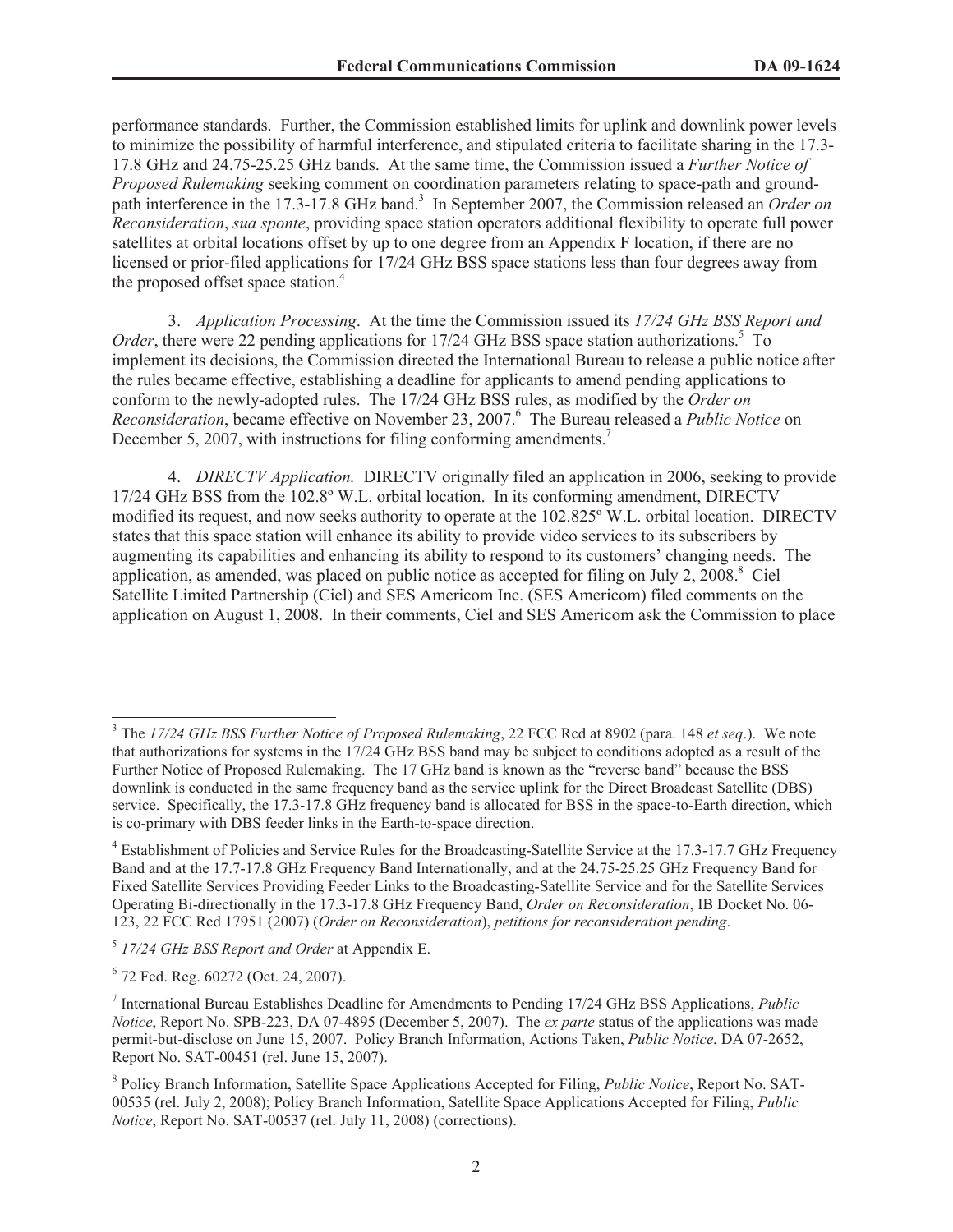performance standards. Further, the Commission established limits for uplink and downlink power levels to minimize the possibility of harmful interference, and stipulated criteria to facilitate sharing in the 17.3-17.8 GHz and 24.75-25.25 GHz bands. At the same time, the Commission issued a *Further Notice of Proposed Rulemaking* seeking comment on coordination parameters relating to space-path and ground-path interference in the 17.3-17.8 GHz band.[3] In September 2007, the Commission released an *Order on Reconsideration*, *sua sponte*, providing space station operators additional flexibility to operate full power satellites at orbital locations offset by up to one degree from an Appendix F location, if there are no licensed or prior-filed applications for 17/24 GHz BSS space stations less than four degrees away from the proposed offset space station.[4]

3. *Application Processing*. At the time the Commission issued its *17/24 GHz BSS Report and Order*, there were 22 pending applications for 17/24 GHz BSS space station authorizations.[5] To implement its decisions, the Commission directed the International Bureau to release a public notice after the rules became effective, establishing a deadline for applicants to amend pending applications to conform to the newly-adopted rules. The 17/24 GHz BSS rules, as modified by the *Order on Reconsideration*, became effective on November 23, 2007.[6] The Bureau released a *Public Notice* on December 5, 2007, with instructions for filing conforming amendments.[7]

4. *DIRECTV Application.* DIRECTV originally filed an application in 2006, seeking to provide 17/24 GHz BSS from the 102.8º W.L. orbital location. In its conforming amendment, DIRECTV modified its request, and now seeks authority to operate at the 102.825º W.L. orbital location. DIRECTV states that this space station will enhance its ability to provide video services to its subscribers by augmenting its capabilities and enhancing its ability to respond to its customers' changing needs. The application, as amended, was placed on public notice as accepted for filing on July 2, 2008.[8] Ciel Satellite Limited Partnership (Ciel) and SES Americom Inc. (SES Americom) filed comments on the application on August 1, 2008. In their comments, Ciel and SES Americom ask the Commission to place

---

[3] The *17/24 GHz BSS Further Notice of Proposed Rulemaking*, 22 FCC Rcd at 8902 (para. 148 *et seq*.). We note that authorizations for systems in the 17/24 GHz BSS band may be subject to conditions adopted as a result of the Further Notice of Proposed Rulemaking. The 17 GHz band is known as the "reverse band" because the BSS downlink is conducted in the same frequency band as the service uplink for the Direct Broadcast Satellite (DBS) service. Specifically, the 17.3-17.8 GHz frequency band is allocated for BSS in the space-to-Earth direction, which is co-primary with DBS feeder links in the Earth-to-space direction.

[4] Establishment of Policies and Service Rules for the Broadcasting-Satellite Service at the 17.3-17.7 GHz Frequency Band and at the 17.7-17.8 GHz Frequency Band Internationally, and at the 24.75-25.25 GHz Frequency Band for Fixed Satellite Services Providing Feeder Links to the Broadcasting-Satellite Service and for the Satellite Services Operating Bi-directionally in the 17.3-17.8 GHz Frequency Band, *Order on Reconsideration*, IB Docket No. 06-123, 22 FCC Rcd 17951 (2007) (*Order on Reconsideration*), *petitions for reconsideration pending*.

[5] *17/24 GHz BSS Report and Order* at Appendix E.

[6] 72 Fed. Reg. 60272 (Oct. 24, 2007).

[7] International Bureau Establishes Deadline for Amendments to Pending 17/24 GHz BSS Applications, *Public Notice*, Report No. SPB-223, DA 07-4895 (December 5, 2007). The *ex parte* status of the applications was made permit-but-disclose on June 15, 2007. Policy Branch Information, Actions Taken, *Public Notice*, DA 07-2652, Report No. SAT-00451 (rel. June 15, 2007).

[8] Policy Branch Information, Satellite Space Applications Accepted for Filing, *Public Notice*, Report No. SAT-00535 (rel. July 2, 2008); Policy Branch Information, Satellite Space Applications Accepted for Filing, *Public Notice*, Report No. SAT-00537 (rel. July 11, 2008) (corrections).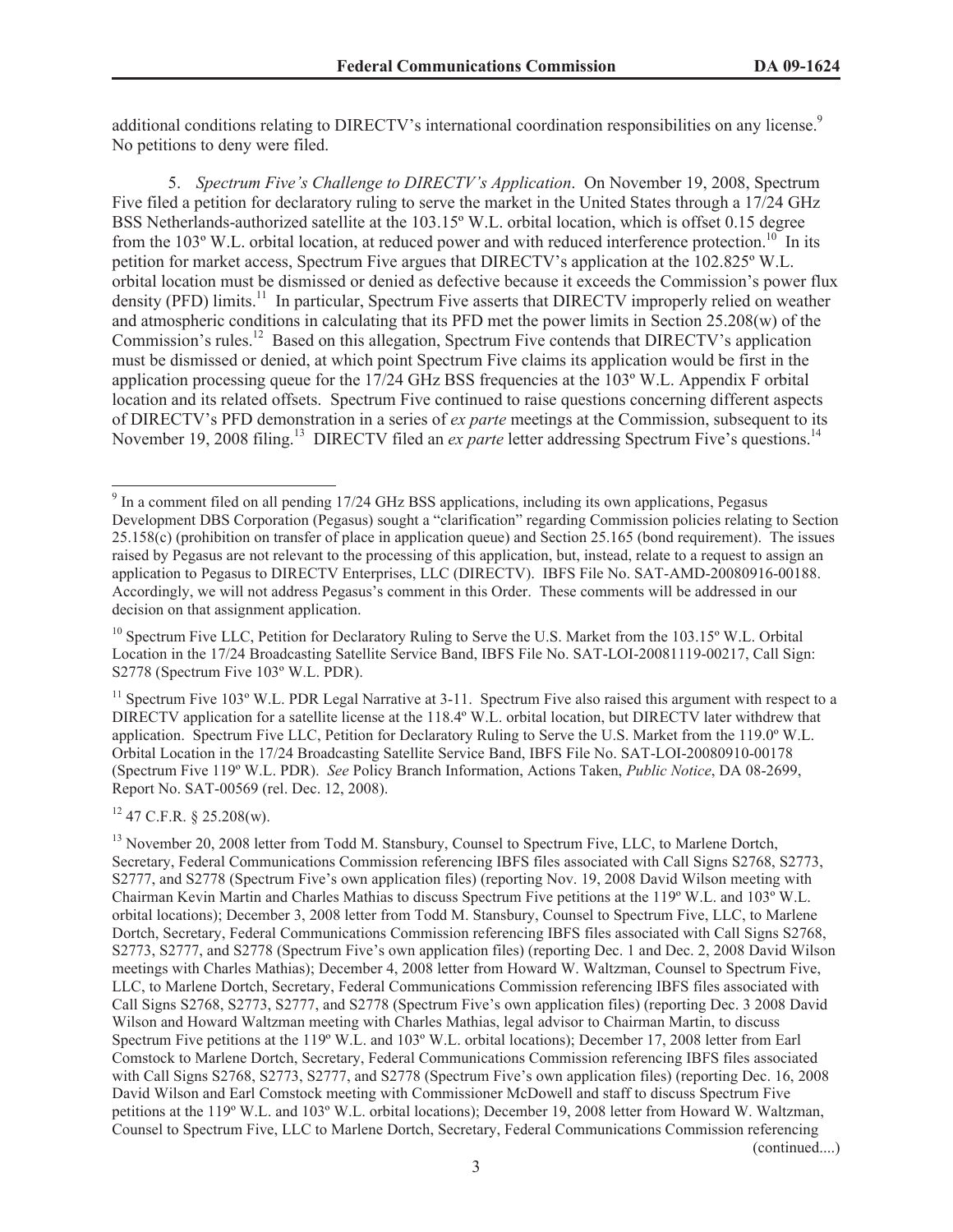additional conditions relating to DIRECTV's international coordination responsibilities on any license.[9] No petitions to deny were filed.

5. *Spectrum Five's Challenge to DIRECTV's Application*. On November 19, 2008, Spectrum Five filed a petition for declaratory ruling to serve the market in the United States through a 17/24 GHz BSS Netherlands-authorized satellite at the 103.15º W.L. orbital location, which is offset 0.15 degree from the 103º W.L. orbital location, at reduced power and with reduced interference protection.[10] In its petition for market access, Spectrum Five argues that DIRECTV's application at the 102.825º W.L. orbital location must be dismissed or denied as defective because it exceeds the Commission's power flux density (PFD) limits.[11] In particular, Spectrum Five asserts that DIRECTV improperly relied on weather and atmospheric conditions in calculating that its PFD met the power limits in Section 25.208(w) of the Commission's rules.[12] Based on this allegation, Spectrum Five contends that DIRECTV's application must be dismissed or denied, at which point Spectrum Five claims its application would be first in the application processing queue for the 17/24 GHz BSS frequencies at the 103º W.L. Appendix F orbital location and its related offsets. Spectrum Five continued to raise questions concerning different aspects of DIRECTV's PFD demonstration in a series of *ex parte* meetings at the Commission, subsequent to its November 19, 2008 filing.[13] DIRECTV filed an *ex parte* letter addressing Spectrum Five's questions.[14]

---

[9] In a comment filed on all pending 17/24 GHz BSS applications, including its own applications, Pegasus Development DBS Corporation (Pegasus) sought a "clarification" regarding Commission policies relating to Section 25.158(c) (prohibition on transfer of place in application queue) and Section 25.165 (bond requirement). The issues raised by Pegasus are not relevant to the processing of this application, but, instead, relate to a request to assign an application to Pegasus to DIRECTV Enterprises, LLC (DIRECTV). IBFS File No. SAT-AMD-20080916-00188. Accordingly, we will not address Pegasus's comment in this Order. These comments will be addressed in our decision on that assignment application.

[10] Spectrum Five LLC, Petition for Declaratory Ruling to Serve the U.S. Market from the 103.15º W.L. Orbital Location in the 17/24 Broadcasting Satellite Service Band, IBFS File No. SAT-LOI-20081119-00217, Call Sign: S2778 (Spectrum Five 103º W.L. PDR).

[11] Spectrum Five 103º W.L. PDR Legal Narrative at 3-11. Spectrum Five also raised this argument with respect to a DIRECTV application for a satellite license at the 118.4º W.L. orbital location, but DIRECTV later withdrew that application. Spectrum Five LLC, Petition for Declaratory Ruling to Serve the U.S. Market from the 119.0º W.L. Orbital Location in the 17/24 Broadcasting Satellite Service Band, IBFS File No. SAT-LOI-20080910-00178 (Spectrum Five 119º W.L. PDR). *See* Policy Branch Information, Actions Taken, *Public Notice*, DA 08-2699, Report No. SAT-00569 (rel. Dec. 12, 2008).

[12] 47 C.F.R. § 25.208(w).

[13] November 20, 2008 letter from Todd M. Stansbury, Counsel to Spectrum Five, LLC, to Marlene Dortch, Secretary, Federal Communications Commission referencing IBFS files associated with Call Signs S2768, S2773, S2777, and S2778 (Spectrum Five's own application files) (reporting Nov. 19, 2008 David Wilson meeting with Chairman Kevin Martin and Charles Mathias to discuss Spectrum Five petitions at the 119º W.L. and 103º W.L. orbital locations); December 3, 2008 letter from Todd M. Stansbury, Counsel to Spectrum Five, LLC, to Marlene Dortch, Secretary, Federal Communications Commission referencing IBFS files associated with Call Signs S2768, S2773, S2777, and S2778 (Spectrum Five's own application files) (reporting Dec. 1 and Dec. 2, 2008 David Wilson meetings with Charles Mathias); December 4, 2008 letter from Howard W. Waltzman, Counsel to Spectrum Five, LLC, to Marlene Dortch, Secretary, Federal Communications Commission referencing IBFS files associated with Call Signs S2768, S2773, S2777, and S2778 (Spectrum Five's own application files) (reporting Dec. 3 2008 David Wilson and Howard Waltzman meeting with Charles Mathias, legal advisor to Chairman Martin, to discuss Spectrum Five petitions at the 119º W.L. and 103º W.L. orbital locations); December 17, 2008 letter from Earl Comstock to Marlene Dortch, Secretary, Federal Communications Commission referencing IBFS files associated with Call Signs S2768, S2773, S2777, and S2778 (Spectrum Five's own application files) (reporting Dec. 16, 2008 David Wilson and Earl Comstock meeting with Commissioner McDowell and staff to discuss Spectrum Five petitions at the 119º W.L. and 103º W.L. orbital locations); December 19, 2008 letter from Howard W. Waltzman, Counsel to Spectrum Five, LLC to Marlene Dortch, Secretary, Federal Communications Commission referencing

(continued....)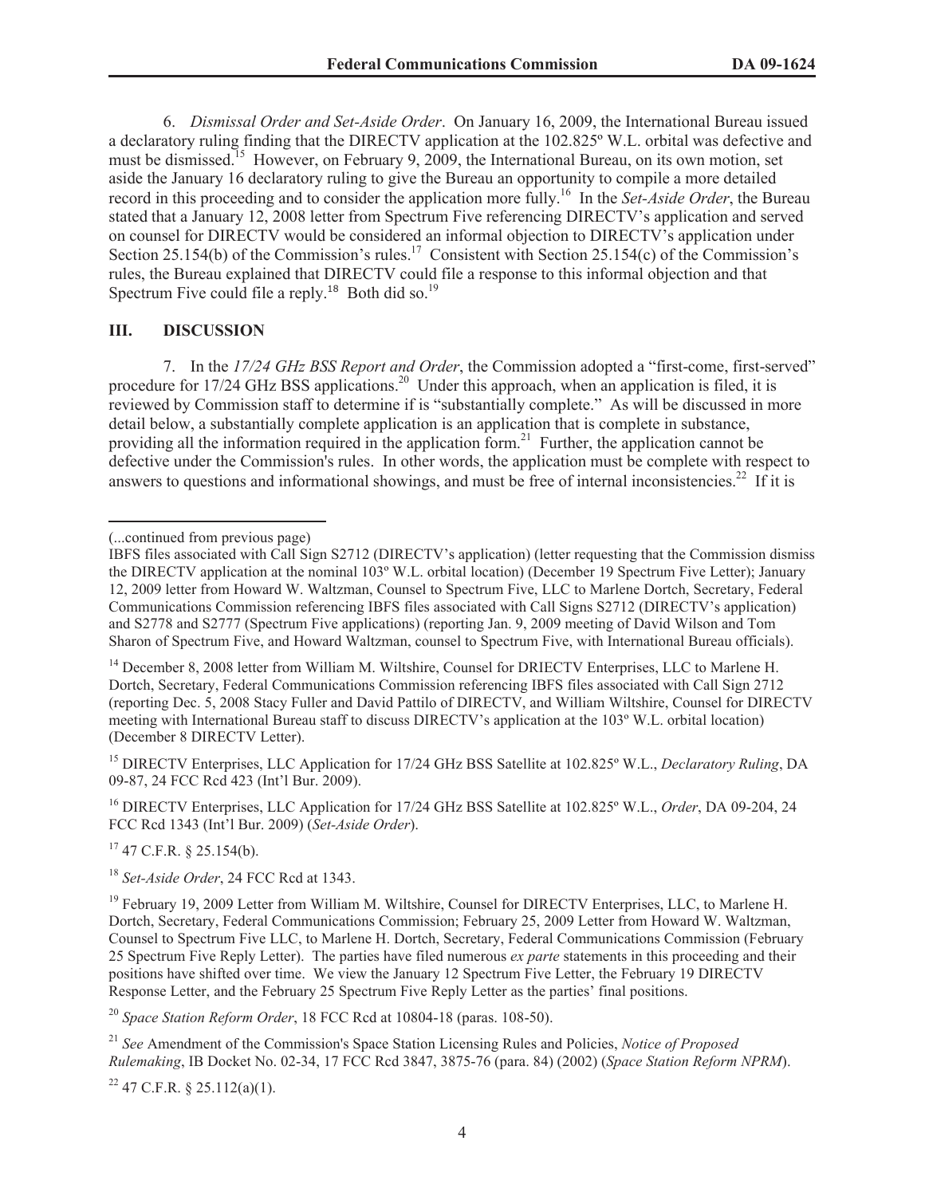6. *Dismissal Order and Set-Aside Order*. On January 16, 2009, the International Bureau issued a declaratory ruling finding that the DIRECTV application at the 102.825º W.L. orbital was defective and must be dismissed.[15] However, on February 9, 2009, the International Bureau, on its own motion, set aside the January 16 declaratory ruling to give the Bureau an opportunity to compile a more detailed record in this proceeding and to consider the application more fully.[16] In the *Set-Aside Order*, the Bureau stated that a January 12, 2008 letter from Spectrum Five referencing DIRECTV's application and served on counsel for DIRECTV would be considered an informal objection to DIRECTV's application under Section 25.154(b) of the Commission's rules.[17] Consistent with Section 25.154(c) of the Commission's rules, the Bureau explained that DIRECTV could file a response to this informal objection and that Spectrum Five could file a reply.[18] Both did so.[19]

## III. DISCUSSION

7. In the *17/24 GHz BSS Report and Order*, the Commission adopted a "first-come, first-served" procedure for 17/24 GHz BSS applications.[20] Under this approach, when an application is filed, it is reviewed by Commission staff to determine if is "substantially complete." As will be discussed in more detail below, a substantially complete application is an application that is complete in substance, providing all the information required in the application form.[21] Further, the application cannot be defective under the Commission's rules. In other words, the application must be complete with respect to answers to questions and informational showings, and must be free of internal inconsistencies.[22] If it is

---

(...continued from previous page)

IBFS files associated with Call Sign S2712 (DIRECTV's application) (letter requesting that the Commission dismiss the DIRECTV application at the nominal 103º W.L. orbital location) (December 19 Spectrum Five Letter); January 12, 2009 letter from Howard W. Waltzman, Counsel to Spectrum Five, LLC to Marlene Dortch, Secretary, Federal Communications Commission referencing IBFS files associated with Call Signs S2712 (DIRECTV's application) and S2778 and S2777 (Spectrum Five applications) (reporting Jan. 9, 2009 meeting of David Wilson and Tom Sharon of Spectrum Five, and Howard Waltzman, counsel to Spectrum Five, with International Bureau officials).

[14] December 8, 2008 letter from William M. Wiltshire, Counsel for DRIECTV Enterprises, LLC to Marlene H. Dortch, Secretary, Federal Communications Commission referencing IBFS files associated with Call Sign 2712 (reporting Dec. 5, 2008 Stacy Fuller and David Pattilo of DIRECTV, and William Wiltshire, Counsel for DIRECTV meeting with International Bureau staff to discuss DIRECTV's application at the 103º W.L. orbital location) (December 8 DIRECTV Letter).

[15] DIRECTV Enterprises, LLC Application for 17/24 GHz BSS Satellite at 102.825º W.L., *Declaratory Ruling*, DA 09-87, 24 FCC Rcd 423 (Int'l Bur. 2009).

[16] DIRECTV Enterprises, LLC Application for 17/24 GHz BSS Satellite at 102.825º W.L., *Order*, DA 09-204, 24 FCC Rcd 1343 (Int'l Bur. 2009) (*Set-Aside Order*).

[17] 47 C.F.R. § 25.154(b).

[18] *Set-Aside Order*, 24 FCC Rcd at 1343.

[19] February 19, 2009 Letter from William M. Wiltshire, Counsel for DIRECTV Enterprises, LLC, to Marlene H. Dortch, Secretary, Federal Communications Commission; February 25, 2009 Letter from Howard W. Waltzman, Counsel to Spectrum Five LLC, to Marlene H. Dortch, Secretary, Federal Communications Commission (February 25 Spectrum Five Reply Letter). The parties have filed numerous *ex parte* statements in this proceeding and their positions have shifted over time. We view the January 12 Spectrum Five Letter, the February 19 DIRECTV Response Letter, and the February 25 Spectrum Five Reply Letter as the parties' final positions.

[20] *Space Station Reform Order*, 18 FCC Rcd at 10804-18 (paras. 108-50).

[21] *See* Amendment of the Commission's Space Station Licensing Rules and Policies, *Notice of Proposed Rulemaking*, IB Docket No. 02-34, 17 FCC Rcd 3847, 3875-76 (para. 84) (2002) (*Space Station Reform NPRM*).

[22] 47 C.F.R. § 25.112(a)(1).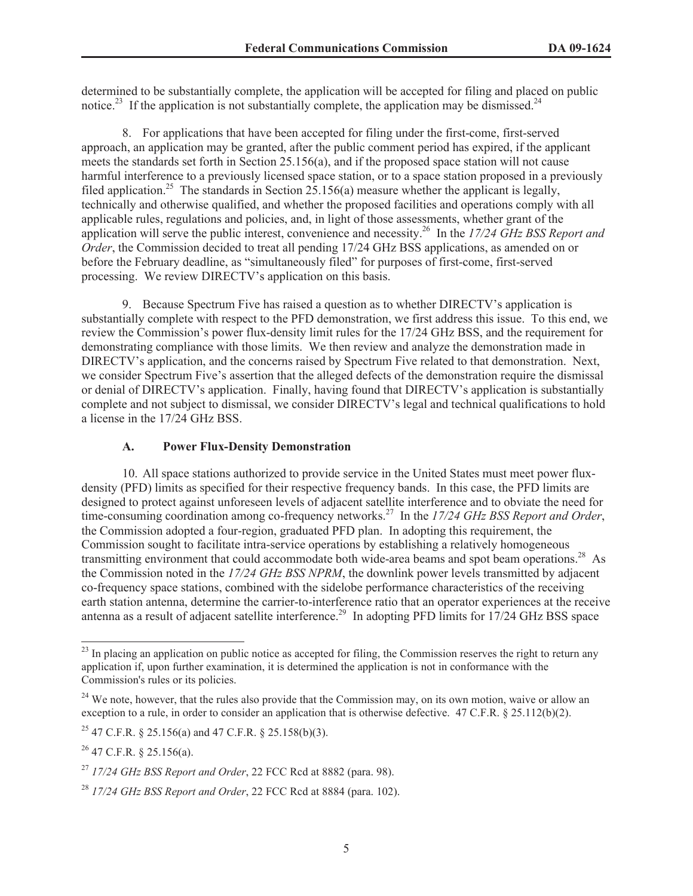determined to be substantially complete, the application will be accepted for filing and placed on public notice.[23] If the application is not substantially complete, the application may be dismissed.[24]

8. For applications that have been accepted for filing under the first-come, first-served approach, an application may be granted, after the public comment period has expired, if the applicant meets the standards set forth in Section 25.156(a), and if the proposed space station will not cause harmful interference to a previously licensed space station, or to a space station proposed in a previously filed application.[25] The standards in Section 25.156(a) measure whether the applicant is legally, technically and otherwise qualified, and whether the proposed facilities and operations comply with all applicable rules, regulations and policies, and, in light of those assessments, whether grant of the application will serve the public interest, convenience and necessity.[26] In the *17/24 GHz BSS Report and Order*, the Commission decided to treat all pending 17/24 GHz BSS applications, as amended on or before the February deadline, as "simultaneously filed" for purposes of first-come, first-served processing. We review DIRECTV's application on this basis.

9. Because Spectrum Five has raised a question as to whether DIRECTV's application is substantially complete with respect to the PFD demonstration, we first address this issue. To this end, we review the Commission's power flux-density limit rules for the 17/24 GHz BSS, and the requirement for demonstrating compliance with those limits. We then review and analyze the demonstration made in DIRECTV's application, and the concerns raised by Spectrum Five related to that demonstration. Next, we consider Spectrum Five's assertion that the alleged defects of the demonstration require the dismissal or denial of DIRECTV's application. Finally, having found that DIRECTV's application is substantially complete and not subject to dismissal, we consider DIRECTV's legal and technical qualifications to hold a license in the 17/24 GHz BSS.

### A. Power Flux-Density Demonstration

10. All space stations authorized to provide service in the United States must meet power flux-density (PFD) limits as specified for their respective frequency bands. In this case, the PFD limits are designed to protect against unforeseen levels of adjacent satellite interference and to obviate the need for time-consuming coordination among co-frequency networks.[27] In the *17/24 GHz BSS Report and Order*, the Commission adopted a four-region, graduated PFD plan. In adopting this requirement, the Commission sought to facilitate intra-service operations by establishing a relatively homogeneous transmitting environment that could accommodate both wide-area beams and spot beam operations.[28] As the Commission noted in the *17/24 GHz BSS NPRM*, the downlink power levels transmitted by adjacent co-frequency space stations, combined with the sidelobe performance characteristics of the receiving earth station antenna, determine the carrier-to-interference ratio that an operator experiences at the receive antenna as a result of adjacent satellite interference.[29] In adopting PFD limits for 17/24 GHz BSS space

---

[23] In placing an application on public notice as accepted for filing, the Commission reserves the right to return any application if, upon further examination, it is determined the application is not in conformance with the Commission's rules or its policies.

[24] We note, however, that the rules also provide that the Commission may, on its own motion, waive or allow an exception to a rule, in order to consider an application that is otherwise defective. 47 C.F.R. § 25.112(b)(2).

[25] 47 C.F.R. § 25.156(a) and 47 C.F.R. § 25.158(b)(3).

[26] 47 C.F.R. § 25.156(a).

[27] *17/24 GHz BSS Report and Order*, 22 FCC Rcd at 8882 (para. 98).

[28] *17/24 GHz BSS Report and Order*, 22 FCC Rcd at 8884 (para. 102).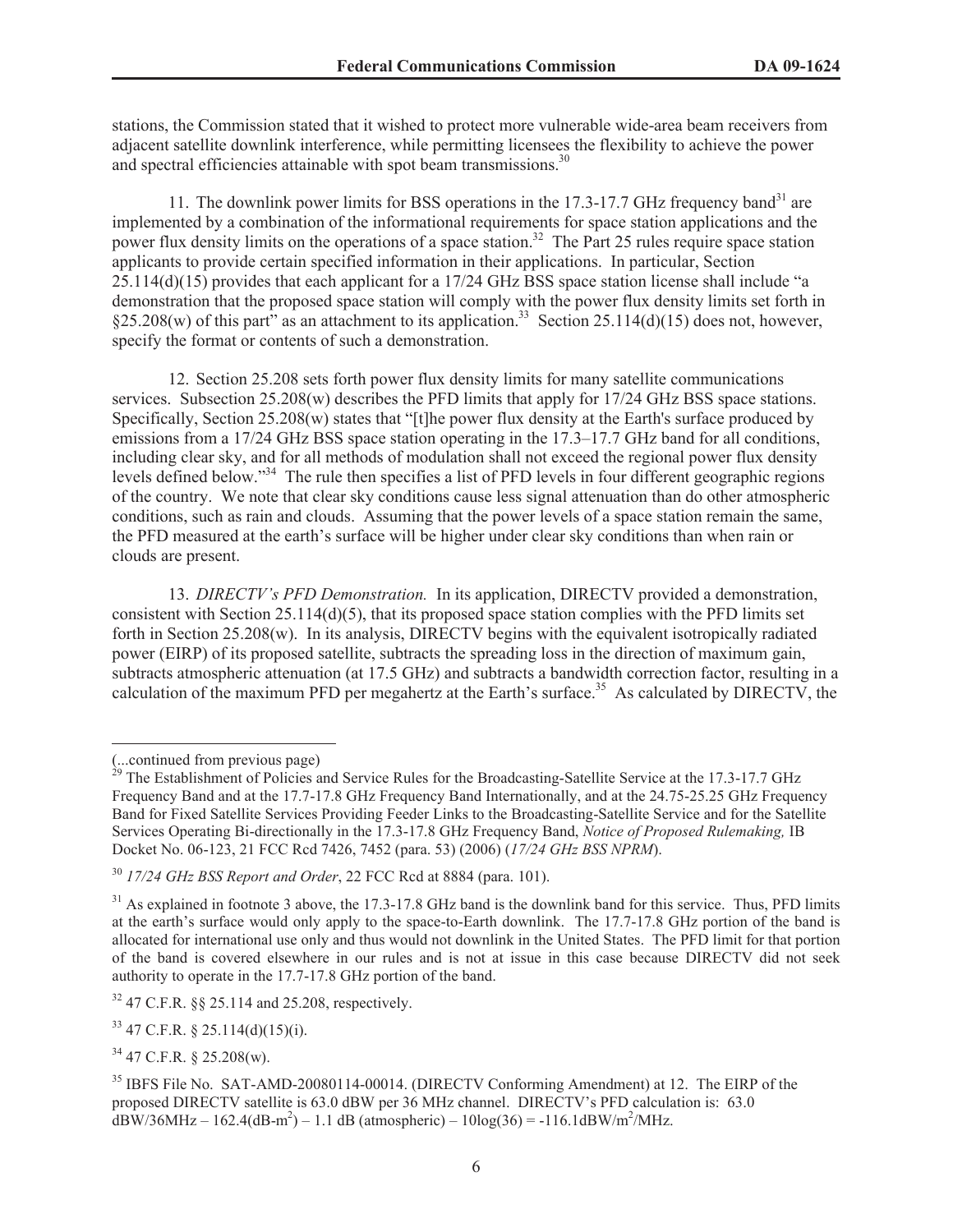stations, the Commission stated that it wished to protect more vulnerable wide-area beam receivers from adjacent satellite downlink interference, while permitting licensees the flexibility to achieve the power and spectral efficiencies attainable with spot beam transmissions.[30]

11. The downlink power limits for BSS operations in the 17.3-17.7 GHz frequency band[31] are implemented by a combination of the informational requirements for space station applications and the power flux density limits on the operations of a space station.[32] The Part 25 rules require space station applicants to provide certain specified information in their applications. In particular, Section 25.114(d)(15) provides that each applicant for a 17/24 GHz BSS space station license shall include "a demonstration that the proposed space station will comply with the power flux density limits set forth in §25.208(w) of this part" as an attachment to its application.[33] Section 25.114(d)(15) does not, however, specify the format or contents of such a demonstration.

12. Section 25.208 sets forth power flux density limits for many satellite communications services. Subsection 25.208(w) describes the PFD limits that apply for 17/24 GHz BSS space stations. Specifically, Section 25.208(w) states that "[t]he power flux density at the Earth's surface produced by emissions from a 17/24 GHz BSS space station operating in the 17.3–17.7 GHz band for all conditions, including clear sky, and for all methods of modulation shall not exceed the regional power flux density levels defined below."[34] The rule then specifies a list of PFD levels in four different geographic regions of the country. We note that clear sky conditions cause less signal attenuation than do other atmospheric conditions, such as rain and clouds. Assuming that the power levels of a space station remain the same, the PFD measured at the earth's surface will be higher under clear sky conditions than when rain or clouds are present.

13. *DIRECTV's PFD Demonstration.* In its application, DIRECTV provided a demonstration, consistent with Section 25.114(d)(5), that its proposed space station complies with the PFD limits set forth in Section 25.208(w). In its analysis, DIRECTV begins with the equivalent isotropically radiated power (EIRP) of its proposed satellite, subtracts the spreading loss in the direction of maximum gain, subtracts atmospheric attenuation (at 17.5 GHz) and subtracts a bandwidth correction factor, resulting in a calculation of the maximum PFD per megahertz at the Earth's surface.[35] As calculated by DIRECTV, the

---

(...continued from previous page)

[29] The Establishment of Policies and Service Rules for the Broadcasting-Satellite Service at the 17.3-17.7 GHz Frequency Band and at the 17.7-17.8 GHz Frequency Band Internationally, and at the 24.75-25.25 GHz Frequency Band for Fixed Satellite Services Providing Feeder Links to the Broadcasting-Satellite Service and for the Satellite Services Operating Bi-directionally in the 17.3-17.8 GHz Frequency Band, *Notice of Proposed Rulemaking,* IB Docket No. 06-123, 21 FCC Rcd 7426, 7452 (para. 53) (2006) (*17/24 GHz BSS NPRM*).

[30] *17/24 GHz BSS Report and Order*, 22 FCC Rcd at 8884 (para. 101).

[31] As explained in footnote 3 above, the 17.3-17.8 GHz band is the downlink band for this service. Thus, PFD limits at the earth's surface would only apply to the space-to-Earth downlink. The 17.7-17.8 GHz portion of the band is allocated for international use only and thus would not downlink in the United States. The PFD limit for that portion of the band is covered elsewhere in our rules and is not at issue in this case because DIRECTV did not seek authority to operate in the 17.7-17.8 GHz portion of the band.

[32] 47 C.F.R. §§ 25.114 and 25.208, respectively.

[33] 47 C.F.R. § 25.114(d)(15)(i).

[34] 47 C.F.R. § 25.208(w).

[35] IBFS File No. SAT-AMD-20080114-00014. (DIRECTV Conforming Amendment) at 12. The EIRP of the proposed DIRECTV satellite is 63.0 dBW per 36 MHz channel. DIRECTV's PFD calculation is: 63.0 dBW/36MHz – 162.4(dB-m$^2$) – 1.1 dB (atmospheric) – 10log(36) = -116.1dBW/m$^2$/MHz.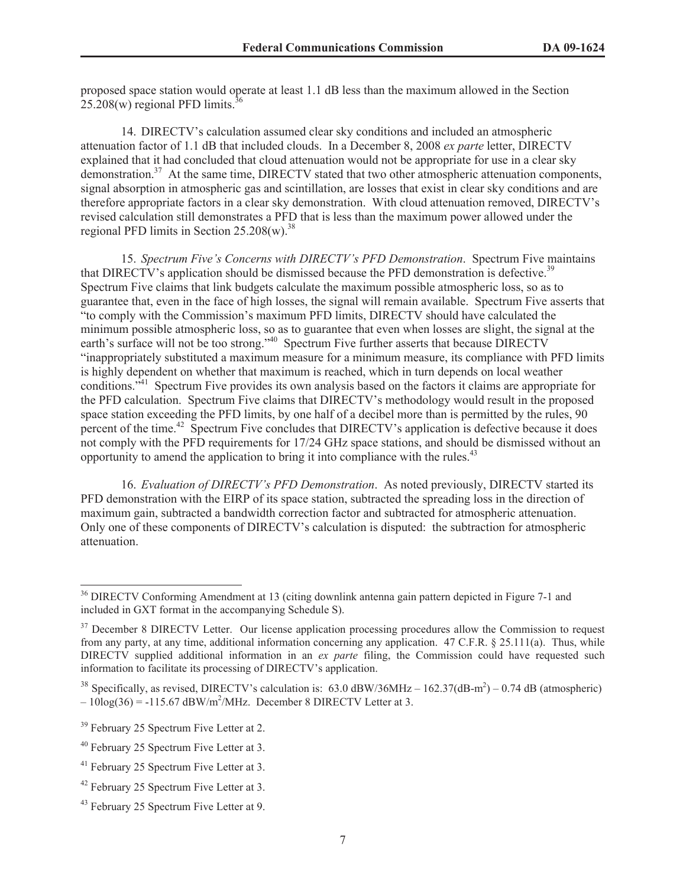proposed space station would operate at least 1.1 dB less than the maximum allowed in the Section 25.208(w) regional PFD limits.[36]

14. DIRECTV's calculation assumed clear sky conditions and included an atmospheric attenuation factor of 1.1 dB that included clouds. In a December 8, 2008 *ex parte* letter, DIRECTV explained that it had concluded that cloud attenuation would not be appropriate for use in a clear sky demonstration.[37] At the same time, DIRECTV stated that two other atmospheric attenuation components, signal absorption in atmospheric gas and scintillation, are losses that exist in clear sky conditions and are therefore appropriate factors in a clear sky demonstration. With cloud attenuation removed, DIRECTV's revised calculation still demonstrates a PFD that is less than the maximum power allowed under the regional PFD limits in Section 25.208(w).[38]

15. *Spectrum Five's Concerns with DIRECTV's PFD Demonstration*. Spectrum Five maintains that DIRECTV's application should be dismissed because the PFD demonstration is defective.[39] Spectrum Five claims that link budgets calculate the maximum possible atmospheric loss, so as to guarantee that, even in the face of high losses, the signal will remain available. Spectrum Five asserts that "to comply with the Commission's maximum PFD limits, DIRECTV should have calculated the minimum possible atmospheric loss, so as to guarantee that even when losses are slight, the signal at the earth's surface will not be too strong."[40] Spectrum Five further asserts that because DIRECTV "inappropriately substituted a maximum measure for a minimum measure, its compliance with PFD limits is highly dependent on whether that maximum is reached, which in turn depends on local weather conditions."[41] Spectrum Five provides its own analysis based on the factors it claims are appropriate for the PFD calculation. Spectrum Five claims that DIRECTV's methodology would result in the proposed space station exceeding the PFD limits, by one half of a decibel more than is permitted by the rules, 90 percent of the time.[42] Spectrum Five concludes that DIRECTV's application is defective because it does not comply with the PFD requirements for 17/24 GHz space stations, and should be dismissed without an opportunity to amend the application to bring it into compliance with the rules.[43]

16. *Evaluation of DIRECTV's PFD Demonstration*. As noted previously, DIRECTV started its PFD demonstration with the EIRP of its space station, subtracted the spreading loss in the direction of maximum gain, subtracted a bandwidth correction factor and subtracted for atmospheric attenuation. Only one of these components of DIRECTV's calculation is disputed: the subtraction for atmospheric attenuation.

---

[36] DIRECTV Conforming Amendment at 13 (citing downlink antenna gain pattern depicted in Figure 7-1 and included in GXT format in the accompanying Schedule S).

[37] December 8 DIRECTV Letter. Our license application processing procedures allow the Commission to request from any party, at any time, additional information concerning any application. 47 C.F.R. § 25.111(a). Thus, while DIRECTV supplied additional information in an *ex parte* filing, the Commission could have requested such information to facilitate its processing of DIRECTV's application.

[38] Specifically, as revised, DIRECTV's calculation is: 63.0 dBW/36MHz – 162.37(dB-m$^2$) – 0.74 dB (atmospheric) – 10log(36) = -115.67 dBW/m$^2$/MHz. December 8 DIRECTV Letter at 3.

[39] February 25 Spectrum Five Letter at 2.

[40] February 25 Spectrum Five Letter at 3.

[41] February 25 Spectrum Five Letter at 3.

[42] February 25 Spectrum Five Letter at 3.

[43] February 25 Spectrum Five Letter at 9.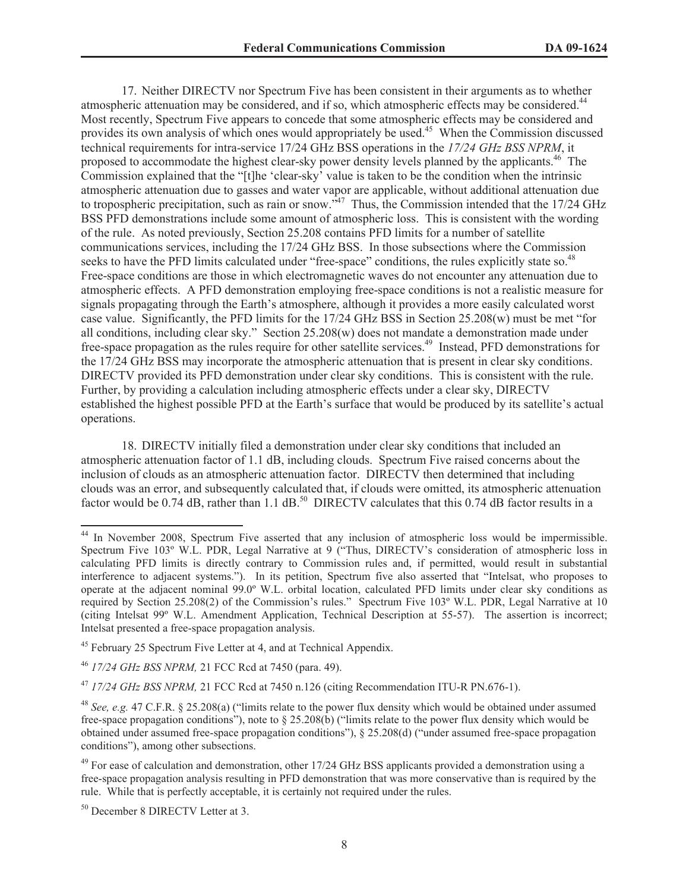17. Neither DIRECTV nor Spectrum Five has been consistent in their arguments as to whether atmospheric attenuation may be considered, and if so, which atmospheric effects may be considered.[44] Most recently, Spectrum Five appears to concede that some atmospheric effects may be considered and provides its own analysis of which ones would appropriately be used.[45] When the Commission discussed technical requirements for intra-service 17/24 GHz BSS operations in the *17/24 GHz BSS NPRM*, it proposed to accommodate the highest clear-sky power density levels planned by the applicants.[46] The Commission explained that the "[t]he 'clear-sky' value is taken to be the condition when the intrinsic atmospheric attenuation due to gasses and water vapor are applicable, without additional attenuation due to tropospheric precipitation, such as rain or snow."[47] Thus, the Commission intended that the 17/24 GHz BSS PFD demonstrations include some amount of atmospheric loss. This is consistent with the wording of the rule. As noted previously, Section 25.208 contains PFD limits for a number of satellite communications services, including the 17/24 GHz BSS. In those subsections where the Commission seeks to have the PFD limits calculated under "free-space" conditions, the rules explicitly state so.[48] Free-space conditions are those in which electromagnetic waves do not encounter any attenuation due to atmospheric effects. A PFD demonstration employing free-space conditions is not a realistic measure for signals propagating through the Earth's atmosphere, although it provides a more easily calculated worst case value. Significantly, the PFD limits for the 17/24 GHz BSS in Section 25.208(w) must be met "for all conditions, including clear sky." Section 25.208(w) does not mandate a demonstration made under free-space propagation as the rules require for other satellite services.[49] Instead, PFD demonstrations for the 17/24 GHz BSS may incorporate the atmospheric attenuation that is present in clear sky conditions. DIRECTV provided its PFD demonstration under clear sky conditions. This is consistent with the rule. Further, by providing a calculation including atmospheric effects under a clear sky, DIRECTV established the highest possible PFD at the Earth's surface that would be produced by its satellite's actual operations.

18. DIRECTV initially filed a demonstration under clear sky conditions that included an atmospheric attenuation factor of 1.1 dB, including clouds. Spectrum Five raised concerns about the inclusion of clouds as an atmospheric attenuation factor. DIRECTV then determined that including clouds was an error, and subsequently calculated that, if clouds were omitted, its atmospheric attenuation factor would be 0.74 dB, rather than 1.1 dB.[50] DIRECTV calculates that this 0.74 dB factor results in a

---

[44] In November 2008, Spectrum Five asserted that any inclusion of atmospheric loss would be impermissible. Spectrum Five 103º W.L. PDR, Legal Narrative at 9 ("Thus, DIRECTV's consideration of atmospheric loss in calculating PFD limits is directly contrary to Commission rules and, if permitted, would result in substantial interference to adjacent systems."). In its petition, Spectrum five also asserted that "Intelsat, who proposes to operate at the adjacent nominal 99.0º W.L. orbital location, calculated PFD limits under clear sky conditions as required by Section 25.208(2) of the Commission's rules." Spectrum Five 103º W.L. PDR, Legal Narrative at 10 (citing Intelsat 99º W.L. Amendment Application, Technical Description at 55-57). The assertion is incorrect; Intelsat presented a free-space propagation analysis.

[45] February 25 Spectrum Five Letter at 4, and at Technical Appendix.

[46] *17/24 GHz BSS NPRM,* 21 FCC Rcd at 7450 (para. 49).

[47] *17/24 GHz BSS NPRM,* 21 FCC Rcd at 7450 n.126 (citing Recommendation ITU-R PN.676-1).

[48] *See, e.g.* 47 C.F.R. § 25.208(a) ("limits relate to the power flux density which would be obtained under assumed free-space propagation conditions"), note to § 25.208(b) ("limits relate to the power flux density which would be obtained under assumed free-space propagation conditions"), § 25.208(d) ("under assumed free-space propagation conditions"), among other subsections.

[49] For ease of calculation and demonstration, other 17/24 GHz BSS applicants provided a demonstration using a free-space propagation analysis resulting in PFD demonstration that was more conservative than is required by the rule. While that is perfectly acceptable, it is certainly not required under the rules.

[50] December 8 DIRECTV Letter at 3.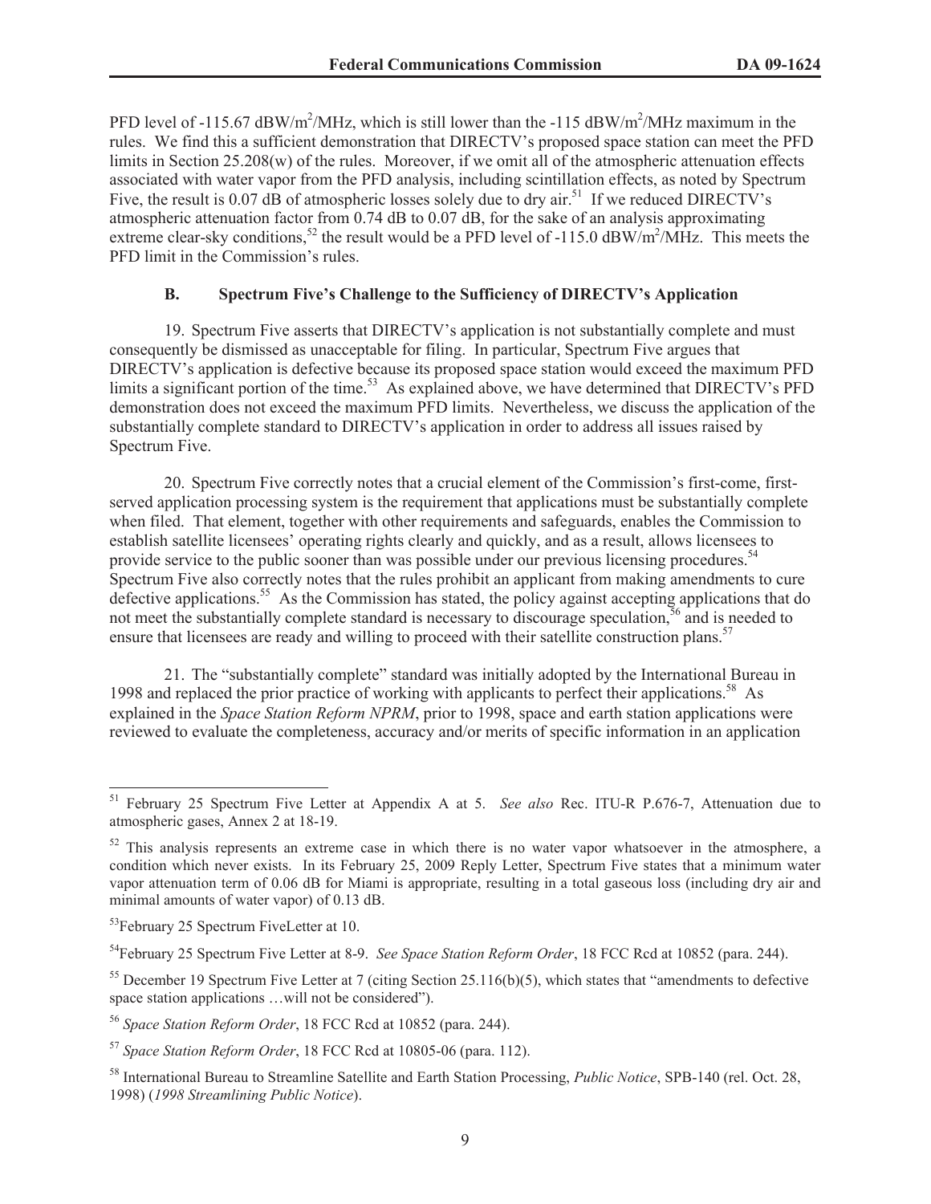PFD level of -115.67 dBW/m$^2$/MHz, which is still lower than the -115 dBW/m$^2$/MHz maximum in the rules. We find this a sufficient demonstration that DIRECTV's proposed space station can meet the PFD limits in Section 25.208(w) of the rules. Moreover, if we omit all of the atmospheric attenuation effects associated with water vapor from the PFD analysis, including scintillation effects, as noted by Spectrum Five, the result is 0.07 dB of atmospheric losses solely due to dry air.[51] If we reduced DIRECTV's atmospheric attenuation factor from 0.74 dB to 0.07 dB, for the sake of an analysis approximating extreme clear-sky conditions,[52] the result would be a PFD level of -115.0 dBW/m$^2$/MHz. This meets the PFD limit in the Commission's rules.

### B. Spectrum Five's Challenge to the Sufficiency of DIRECTV's Application

19. Spectrum Five asserts that DIRECTV's application is not substantially complete and must consequently be dismissed as unacceptable for filing. In particular, Spectrum Five argues that DIRECTV's application is defective because its proposed space station would exceed the maximum PFD limits a significant portion of the time.[53] As explained above, we have determined that DIRECTV's PFD demonstration does not exceed the maximum PFD limits. Nevertheless, we discuss the application of the substantially complete standard to DIRECTV's application in order to address all issues raised by Spectrum Five.

20. Spectrum Five correctly notes that a crucial element of the Commission's first-come, first-served application processing system is the requirement that applications must be substantially complete when filed. That element, together with other requirements and safeguards, enables the Commission to establish satellite licensees' operating rights clearly and quickly, and as a result, allows licensees to provide service to the public sooner than was possible under our previous licensing procedures.[54] Spectrum Five also correctly notes that the rules prohibit an applicant from making amendments to cure defective applications.[55] As the Commission has stated, the policy against accepting applications that do not meet the substantially complete standard is necessary to discourage speculation,[56] and is needed to ensure that licensees are ready and willing to proceed with their satellite construction plans.[57]

21. The "substantially complete" standard was initially adopted by the International Bureau in 1998 and replaced the prior practice of working with applicants to perfect their applications.[58] As explained in the *Space Station Reform NPRM*, prior to 1998, space and earth station applications were reviewed to evaluate the completeness, accuracy and/or merits of specific information in an application

---

[51] February 25 Spectrum Five Letter at Appendix A at 5. *See also* Rec. ITU-R P.676-7, Attenuation due to atmospheric gases, Annex 2 at 18-19.

[52] This analysis represents an extreme case in which there is no water vapor whatsoever in the atmosphere, a condition which never exists. In its February 25, 2009 Reply Letter, Spectrum Five states that a minimum water vapor attenuation term of 0.06 dB for Miami is appropriate, resulting in a total gaseous loss (including dry air and minimal amounts of water vapor) of 0.13 dB.

[53] February 25 Spectrum FiveLetter at 10.

[54] February 25 Spectrum Five Letter at 8-9. *See Space Station Reform Order*, 18 FCC Rcd at 10852 (para. 244).

[55] December 19 Spectrum Five Letter at 7 (citing Section 25.116(b)(5), which states that "amendments to defective space station applications …will not be considered").

[56] *Space Station Reform Order*, 18 FCC Rcd at 10852 (para. 244).

[57] *Space Station Reform Order*, 18 FCC Rcd at 10805-06 (para. 112).

[58] International Bureau to Streamline Satellite and Earth Station Processing, *Public Notice*, SPB-140 (rel. Oct. 28, 1998) (*1998 Streamlining Public Notice*).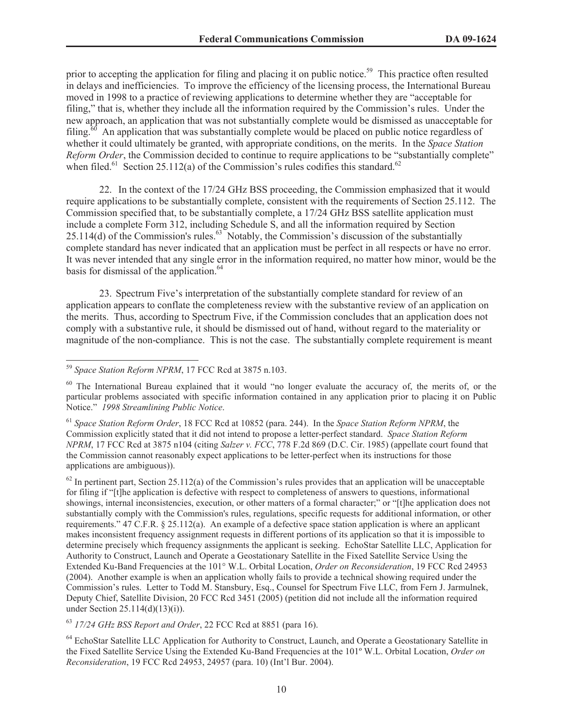prior to accepting the application for filing and placing it on public notice.[59] This practice often resulted in delays and inefficiencies. To improve the efficiency of the licensing process, the International Bureau moved in 1998 to a practice of reviewing applications to determine whether they are "acceptable for filing," that is, whether they include all the information required by the Commission's rules. Under the new approach, an application that was not substantially complete would be dismissed as unacceptable for filing.[60] An application that was substantially complete would be placed on public notice regardless of whether it could ultimately be granted, with appropriate conditions, on the merits. In the *Space Station Reform Order*, the Commission decided to continue to require applications to be "substantially complete" when filed.[61] Section 25.112(a) of the Commission's rules codifies this standard.[62]

22. In the context of the 17/24 GHz BSS proceeding, the Commission emphasized that it would require applications to be substantially complete, consistent with the requirements of Section 25.112. The Commission specified that, to be substantially complete, a 17/24 GHz BSS satellite application must include a complete Form 312, including Schedule S, and all the information required by Section 25.114(d) of the Commission's rules.[63] Notably, the Commission's discussion of the substantially complete standard has never indicated that an application must be perfect in all respects or have no error. It was never intended that any single error in the information required, no matter how minor, would be the basis for dismissal of the application.[64]

23. Spectrum Five's interpretation of the substantially complete standard for review of an application appears to conflate the completeness review with the substantive review of an application on the merits. Thus, according to Spectrum Five, if the Commission concludes that an application does not comply with a substantive rule, it should be dismissed out of hand, without regard to the materiality or magnitude of the non-compliance. This is not the case. The substantially complete requirement is meant

---

[59] *Space Station Reform NPRM*, 17 FCC Rcd at 3875 n.103.

[60] The International Bureau explained that it would "no longer evaluate the accuracy of, the merits of, or the particular problems associated with specific information contained in any application prior to placing it on Public Notice." *1998 Streamlining Public Notice*.

[61] *Space Station Reform Order*, 18 FCC Rcd at 10852 (para. 244). In the *Space Station Reform NPRM*, the Commission explicitly stated that it did not intend to propose a letter-perfect standard. *Space Station Reform NPRM*, 17 FCC Rcd at 3875 n104 (citing *Salzer v. FCC*, 778 F.2d 869 (D.C. Cir. 1985) (appellate court found that the Commission cannot reasonably expect applications to be letter-perfect when its instructions for those applications are ambiguous)).

[62] In pertinent part, Section 25.112(a) of the Commission's rules provides that an application will be unacceptable for filing if "[t]he application is defective with respect to completeness of answers to questions, informational showings, internal inconsistencies, execution, or other matters of a formal character;" or "[t]he application does not substantially comply with the Commission's rules, regulations, specific requests for additional information, or other requirements." 47 C.F.R. § 25.112(a). An example of a defective space station application is where an applicant makes inconsistent frequency assignment requests in different portions of its application so that it is impossible to determine precisely which frequency assignments the applicant is seeking. EchoStar Satellite LLC, Application for Authority to Construct, Launch and Operate a Geostationary Satellite in the Fixed Satellite Service Using the Extended Ku-Band Frequencies at the 101° W.L. Orbital Location, *Order on Reconsideration*, 19 FCC Rcd 24953 (2004). Another example is when an application wholly fails to provide a technical showing required under the Commission's rules. Letter to Todd M. Stansbury, Esq., Counsel for Spectrum Five LLC, from Fern J. Jarmulnek, Deputy Chief, Satellite Division, 20 FCC Rcd 3451 (2005) (petition did not include all the information required under Section 25.114(d)(13)(i)).

[63] *17/24 GHz BSS Report and Order*, 22 FCC Rcd at 8851 (para 16).

[64] EchoStar Satellite LLC Application for Authority to Construct, Launch, and Operate a Geostationary Satellite in the Fixed Satellite Service Using the Extended Ku-Band Frequencies at the 101º W.L. Orbital Location, *Order on Reconsideration*, 19 FCC Rcd 24953, 24957 (para. 10) (Int'l Bur. 2004).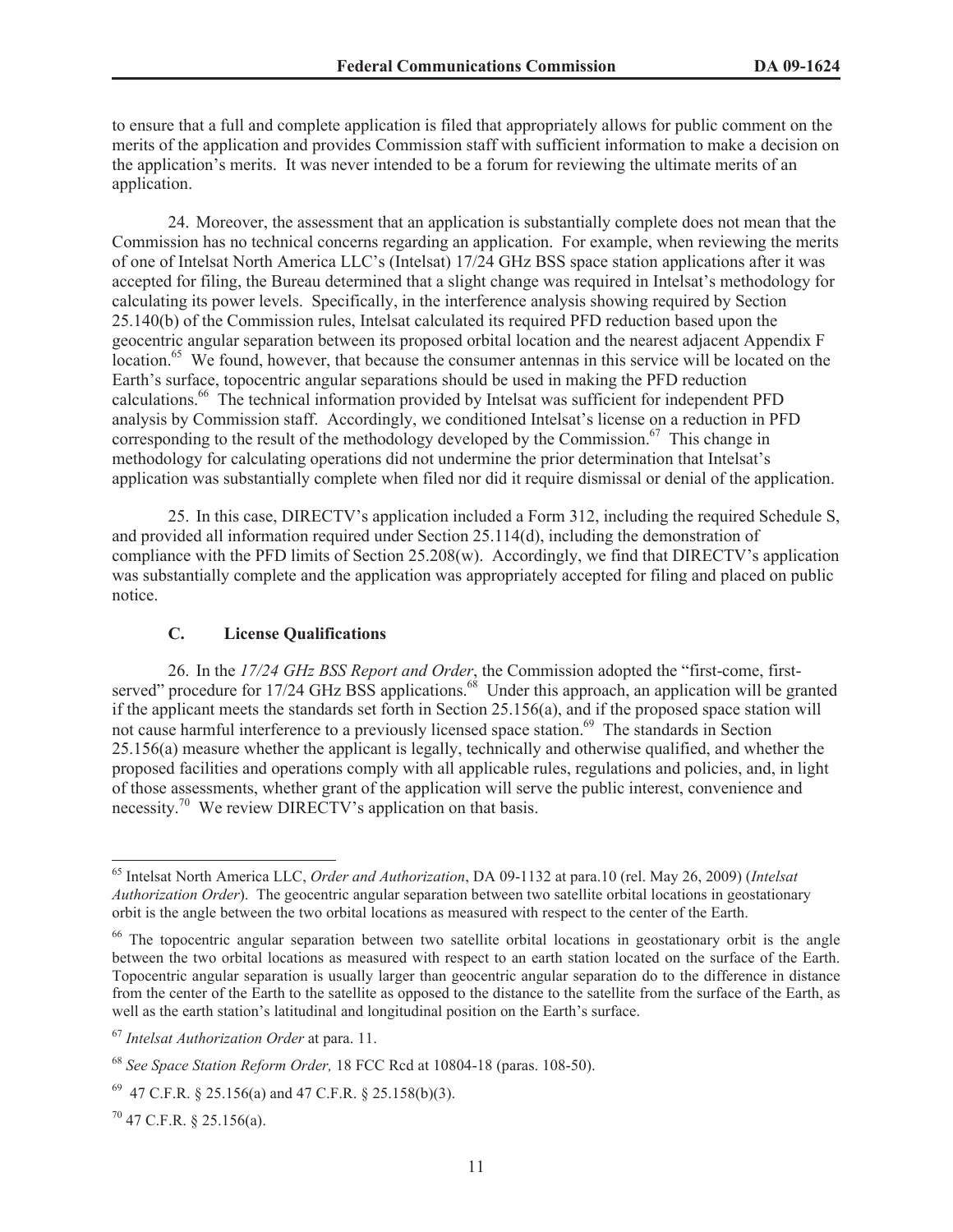to ensure that a full and complete application is filed that appropriately allows for public comment on the merits of the application and provides Commission staff with sufficient information to make a decision on the application's merits. It was never intended to be a forum for reviewing the ultimate merits of an application.

24. Moreover, the assessment that an application is substantially complete does not mean that the Commission has no technical concerns regarding an application. For example, when reviewing the merits of one of Intelsat North America LLC's (Intelsat) 17/24 GHz BSS space station applications after it was accepted for filing, the Bureau determined that a slight change was required in Intelsat's methodology for calculating its power levels. Specifically, in the interference analysis showing required by Section 25.140(b) of the Commission rules, Intelsat calculated its required PFD reduction based upon the geocentric angular separation between its proposed orbital location and the nearest adjacent Appendix F location.[65] We found, however, that because the consumer antennas in this service will be located on the Earth's surface, topocentric angular separations should be used in making the PFD reduction calculations.[66] The technical information provided by Intelsat was sufficient for independent PFD analysis by Commission staff. Accordingly, we conditioned Intelsat's license on a reduction in PFD corresponding to the result of the methodology developed by the Commission.[67] This change in methodology for calculating operations did not undermine the prior determination that Intelsat's application was substantially complete when filed nor did it require dismissal or denial of the application.

25. In this case, DIRECTV's application included a Form 312, including the required Schedule S, and provided all information required under Section 25.114(d), including the demonstration of compliance with the PFD limits of Section 25.208(w). Accordingly, we find that DIRECTV's application was substantially complete and the application was appropriately accepted for filing and placed on public notice.

### C. License Qualifications

26. In the *17/24 GHz BSS Report and Order*, the Commission adopted the "first-come, first-served" procedure for 17/24 GHz BSS applications.[68] Under this approach, an application will be granted if the applicant meets the standards set forth in Section 25.156(a), and if the proposed space station will not cause harmful interference to a previously licensed space station.[69] The standards in Section 25.156(a) measure whether the applicant is legally, technically and otherwise qualified, and whether the proposed facilities and operations comply with all applicable rules, regulations and policies, and, in light of those assessments, whether grant of the application will serve the public interest, convenience and necessity.[70] We review DIRECTV's application on that basis.

---

[65] Intelsat North America LLC, *Order and Authorization*, DA 09-1132 at para.10 (rel. May 26, 2009) (*Intelsat Authorization Order*). The geocentric angular separation between two satellite orbital locations in geostationary orbit is the angle between the two orbital locations as measured with respect to the center of the Earth.

[66] The topocentric angular separation between two satellite orbital locations in geostationary orbit is the angle between the two orbital locations as measured with respect to an earth station located on the surface of the Earth. Topocentric angular separation is usually larger than geocentric angular separation do to the difference in distance from the center of the Earth to the satellite as opposed to the distance to the satellite from the surface of the Earth, as well as the earth station's latitudinal and longitudinal position on the Earth's surface.

[67] *Intelsat Authorization Order* at para. 11.

[68] *See Space Station Reform Order,* 18 FCC Rcd at 10804-18 (paras. 108-50).

[69] 47 C.F.R. § 25.156(a) and 47 C.F.R. § 25.158(b)(3).

[70] 47 C.F.R. § 25.156(a).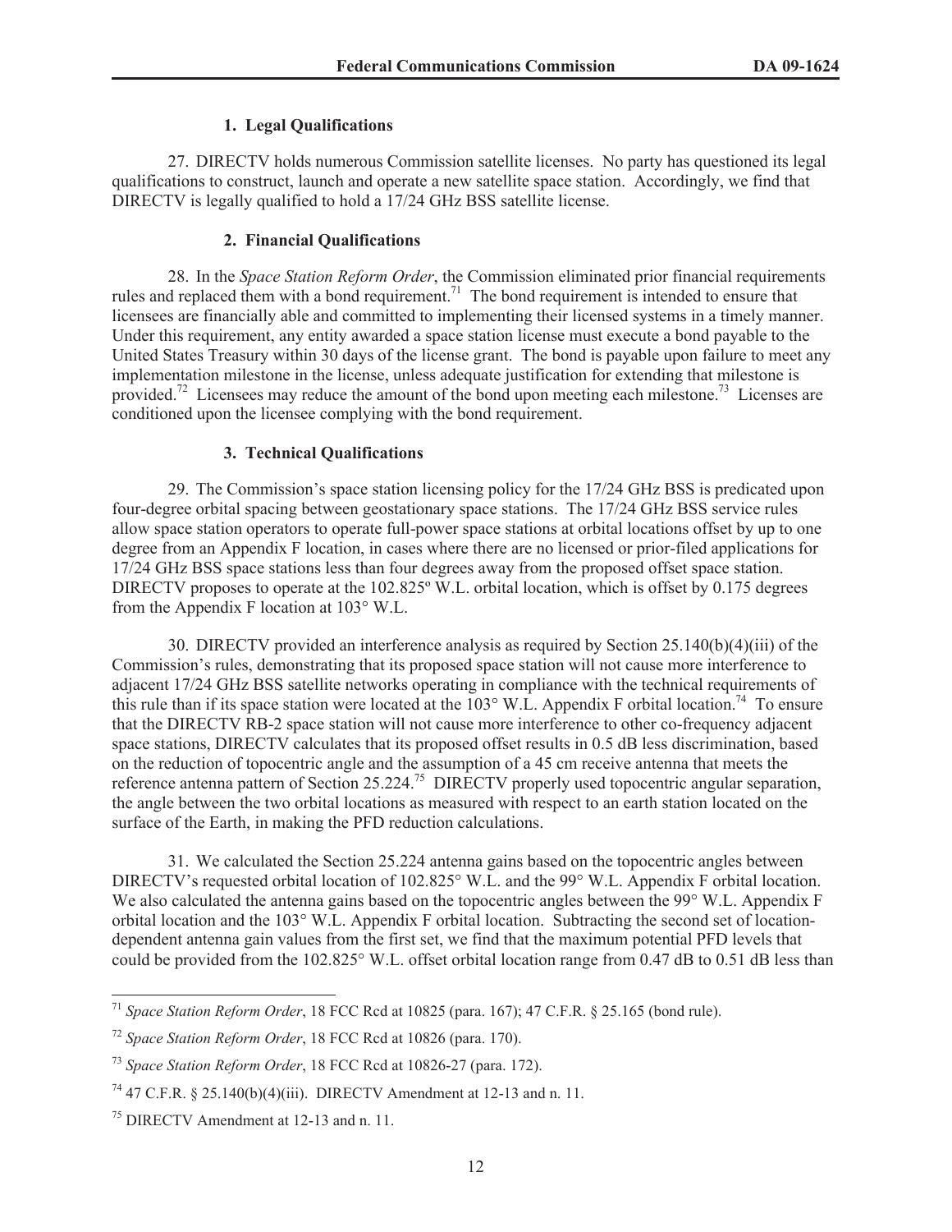### 1. Legal Qualifications

27. DIRECTV holds numerous Commission satellite licenses. No party has questioned its legal qualifications to construct, launch and operate a new satellite space station. Accordingly, we find that DIRECTV is legally qualified to hold a 17/24 GHz BSS satellite license.

### 2. Financial Qualifications

28. In the *Space Station Reform Order*, the Commission eliminated prior financial requirements rules and replaced them with a bond requirement.[71] The bond requirement is intended to ensure that licensees are financially able and committed to implementing their licensed systems in a timely manner. Under this requirement, any entity awarded a space station license must execute a bond payable to the United States Treasury within 30 days of the license grant. The bond is payable upon failure to meet any implementation milestone in the license, unless adequate justification for extending that milestone is provided.[72] Licensees may reduce the amount of the bond upon meeting each milestone.[73] Licenses are conditioned upon the licensee complying with the bond requirement.

### 3. Technical Qualifications

29. The Commission's space station licensing policy for the 17/24 GHz BSS is predicated upon four-degree orbital spacing between geostationary space stations. The 17/24 GHz BSS service rules allow space station operators to operate full-power space stations at orbital locations offset by up to one degree from an Appendix F location, in cases where there are no licensed or prior-filed applications for 17/24 GHz BSS space stations less than four degrees away from the proposed offset space station. DIRECTV proposes to operate at the 102.825º W.L. orbital location, which is offset by 0.175 degrees from the Appendix F location at 103° W.L.

30. DIRECTV provided an interference analysis as required by Section 25.140(b)(4)(iii) of the Commission's rules, demonstrating that its proposed space station will not cause more interference to adjacent 17/24 GHz BSS satellite networks operating in compliance with the technical requirements of this rule than if its space station were located at the 103° W.L. Appendix F orbital location.[74] To ensure that the DIRECTV RB-2 space station will not cause more interference to other co-frequency adjacent space stations, DIRECTV calculates that its proposed offset results in 0.5 dB less discrimination, based on the reduction of topocentric angle and the assumption of a 45 cm receive antenna that meets the reference antenna pattern of Section 25.224.[75] DIRECTV properly used topocentric angular separation, the angle between the two orbital locations as measured with respect to an earth station located on the surface of the Earth, in making the PFD reduction calculations.

31. We calculated the Section 25.224 antenna gains based on the topocentric angles between DIRECTV's requested orbital location of 102.825° W.L. and the 99° W.L. Appendix F orbital location. We also calculated the antenna gains based on the topocentric angles between the 99° W.L. Appendix F orbital location and the 103° W.L. Appendix F orbital location. Subtracting the second set of location-dependent antenna gain values from the first set, we find that the maximum potential PFD levels that could be provided from the 102.825° W.L. offset orbital location range from 0.47 dB to 0.51 dB less than

---

[71] *Space Station Reform Order*, 18 FCC Rcd at 10825 (para. 167); 47 C.F.R. § 25.165 (bond rule).

[72] *Space Station Reform Order*, 18 FCC Rcd at 10826 (para. 170).

[73] *Space Station Reform Order*, 18 FCC Rcd at 10826-27 (para. 172).

[74] 47 C.F.R. § 25.140(b)(4)(iii). DIRECTV Amendment at 12-13 and n. 11.

[75] DIRECTV Amendment at 12-13 and n. 11.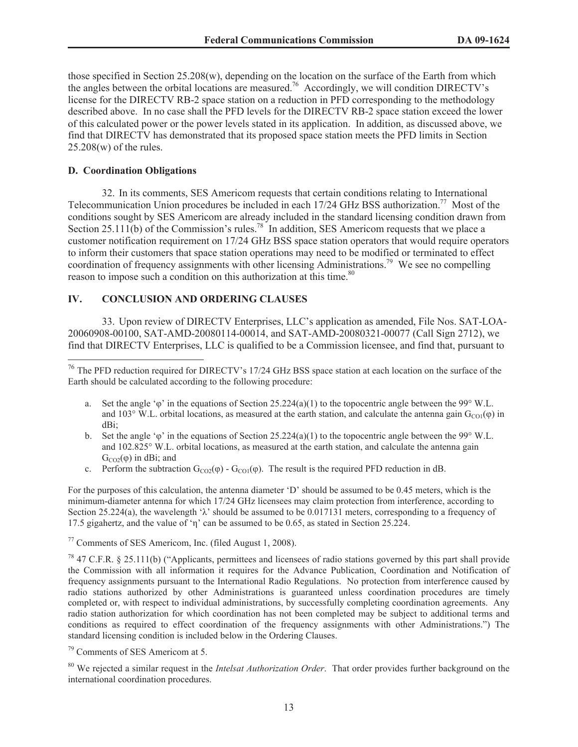those specified in Section 25.208(w), depending on the location on the surface of the Earth from which the angles between the orbital locations are measured.[76] Accordingly, we will condition DIRECTV's license for the DIRECTV RB-2 space station on a reduction in PFD corresponding to the methodology described above. In no case shall the PFD levels for the DIRECTV RB-2 space station exceed the lower of this calculated power or the power levels stated in its application. In addition, as discussed above, we find that DIRECTV has demonstrated that its proposed space station meets the PFD limits in Section 25.208(w) of the rules.

### D. Coordination Obligations

32. In its comments, SES Americom requests that certain conditions relating to International Telecommunication Union procedures be included in each 17/24 GHz BSS authorization.[77] Most of the conditions sought by SES Americom are already included in the standard licensing condition drawn from Section 25.111(b) of the Commission's rules.[78] In addition, SES Americom requests that we place a customer notification requirement on 17/24 GHz BSS space station operators that would require operators to inform their customers that space station operations may need to be modified or terminated to effect coordination of frequency assignments with other licensing Administrations.[79] We see no compelling reason to impose such a condition on this authorization at this time.[80]

## IV. CONCLUSION AND ORDERING CLAUSES

33. Upon review of DIRECTV Enterprises, LLC's application as amended, File Nos. SAT-LOA-20060908-00100, SAT-AMD-20080114-00014, and SAT-AMD-20080321-00077 (Call Sign 2712), we find that DIRECTV Enterprises, LLC is qualified to be a Commission licensee, and find that, pursuant to

---

[76] The PFD reduction required for DIRECTV's 17/24 GHz BSS space station at each location on the surface of the Earth should be calculated according to the following procedure:

a. Set the angle '$\varphi$' in the equations of Section 25.224(a)(1) to the topocentric angle between the 99° W.L. and 103° W.L. orbital locations, as measured at the earth station, and calculate the antenna gain $G_{CO1}(\varphi)$ in dBi;

b. Set the angle '$\varphi$' in the equations of Section 25.224(a)(1) to the topocentric angle between the 99° W.L. and 102.825° W.L. orbital locations, as measured at the earth station, and calculate the antenna gain $G_{CO2}(\varphi)$ in dBi; and

c. Perform the subtraction $G_{CO2}(\varphi) - G_{CO1}(\varphi)$. The result is the required PFD reduction in dB.

For the purposes of this calculation, the antenna diameter 'D' should be assumed to be 0.45 meters, which is the minimum-diameter antenna for which 17/24 GHz licensees may claim protection from interference, according to Section 25.224(a), the wavelength '$\lambda$' should be assumed to be 0.017131 meters, corresponding to a frequency of 17.5 gigahertz, and the value of '$\eta$' can be assumed to be 0.65, as stated in Section 25.224.

[77] Comments of SES Americom, Inc. (filed August 1, 2008).

[78] 47 C.F.R. § 25.111(b) ("Applicants, permittees and licensees of radio stations governed by this part shall provide the Commission with all information it requires for the Advance Publication, Coordination and Notification of frequency assignments pursuant to the International Radio Regulations. No protection from interference caused by radio stations authorized by other Administrations is guaranteed unless coordination procedures are timely completed or, with respect to individual administrations, by successfully completing coordination agreements. Any radio station authorization for which coordination has not been completed may be subject to additional terms and conditions as required to effect coordination of the frequency assignments with other Administrations.") The standard licensing condition is included below in the Ordering Clauses.

[79] Comments of SES Americom at 5.

[80] We rejected a similar request in the *Intelsat Authorization Order*. That order provides further background on the international coordination procedures.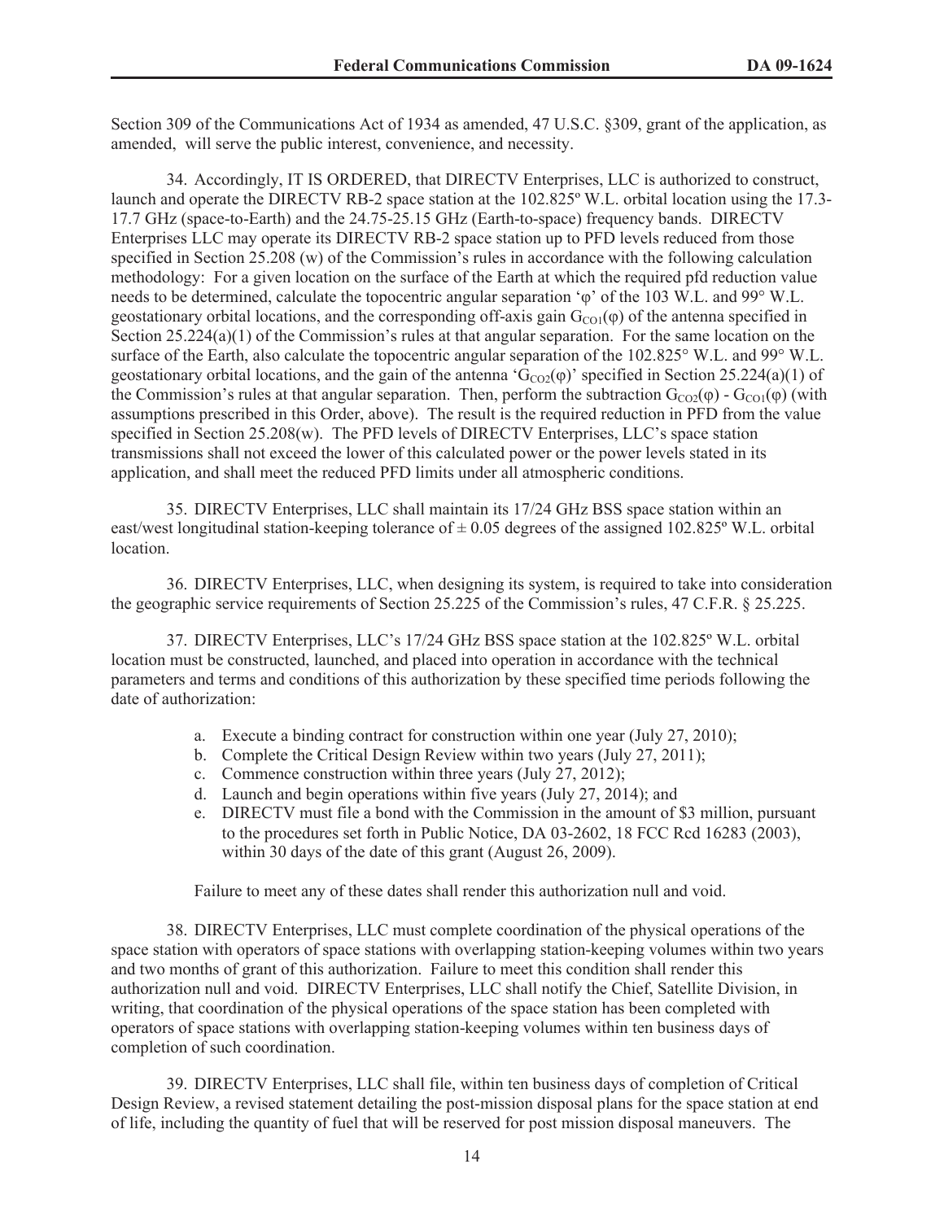Section 309 of the Communications Act of 1934 as amended, 47 U.S.C. §309, grant of the application, as amended, will serve the public interest, convenience, and necessity.

34. Accordingly, IT IS ORDERED, that DIRECTV Enterprises, LLC is authorized to construct, launch and operate the DIRECTV RB-2 space station at the 102.825º W.L. orbital location using the 17.3-17.7 GHz (space-to-Earth) and the 24.75-25.15 GHz (Earth-to-space) frequency bands. DIRECTV Enterprises LLC may operate its DIRECTV RB-2 space station up to PFD levels reduced from those specified in Section 25.208 (w) of the Commission's rules in accordance with the following calculation methodology: For a given location on the surface of the Earth at which the required pfd reduction value needs to be determined, calculate the topocentric angular separation 'φ' of the 103 W.L. and 99° W.L. geostationary orbital locations, and the corresponding off-axis gain $G_{CO1}(\varphi)$ of the antenna specified in Section 25.224(a)(1) of the Commission's rules at that angular separation. For the same location on the surface of the Earth, also calculate the topocentric angular separation of the 102.825° W.L. and 99° W.L. geostationary orbital locations, and the gain of the antenna '$G_{CO2}(\varphi)$' specified in Section 25.224(a)(1) of the Commission's rules at that angular separation. Then, perform the subtraction $G_{CO2}(\varphi) - G_{CO1}(\varphi)$ (with assumptions prescribed in this Order, above). The result is the required reduction in PFD from the value specified in Section 25.208(w). The PFD levels of DIRECTV Enterprises, LLC's space station transmissions shall not exceed the lower of this calculated power or the power levels stated in its application, and shall meet the reduced PFD limits under all atmospheric conditions.

35. DIRECTV Enterprises, LLC shall maintain its 17/24 GHz BSS space station within an east/west longitudinal station-keeping tolerance of ± 0.05 degrees of the assigned 102.825º W.L. orbital location.

36. DIRECTV Enterprises, LLC, when designing its system, is required to take into consideration the geographic service requirements of Section 25.225 of the Commission's rules, 47 C.F.R. § 25.225.

37. DIRECTV Enterprises, LLC's 17/24 GHz BSS space station at the 102.825º W.L. orbital location must be constructed, launched, and placed into operation in accordance with the technical parameters and terms and conditions of this authorization by these specified time periods following the date of authorization:

a. Execute a binding contract for construction within one year (July 27, 2010);
b. Complete the Critical Design Review within two years (July 27, 2011);
c. Commence construction within three years (July 27, 2012);
d. Launch and begin operations within five years (July 27, 2014); and
e. DIRECTV must file a bond with the Commission in the amount of $3 million, pursuant to the procedures set forth in Public Notice, DA 03-2602, 18 FCC Rcd 16283 (2003), within 30 days of the date of this grant (August 26, 2009).

Failure to meet any of these dates shall render this authorization null and void.

38. DIRECTV Enterprises, LLC must complete coordination of the physical operations of the space station with operators of space stations with overlapping station-keeping volumes within two years and two months of grant of this authorization. Failure to meet this condition shall render this authorization null and void. DIRECTV Enterprises, LLC shall notify the Chief, Satellite Division, in writing, that coordination of the physical operations of the space station has been completed with operators of space stations with overlapping station-keeping volumes within ten business days of completion of such coordination.

39. DIRECTV Enterprises, LLC shall file, within ten business days of completion of Critical Design Review, a revised statement detailing the post-mission disposal plans for the space station at end of life, including the quantity of fuel that will be reserved for post mission disposal maneuvers. The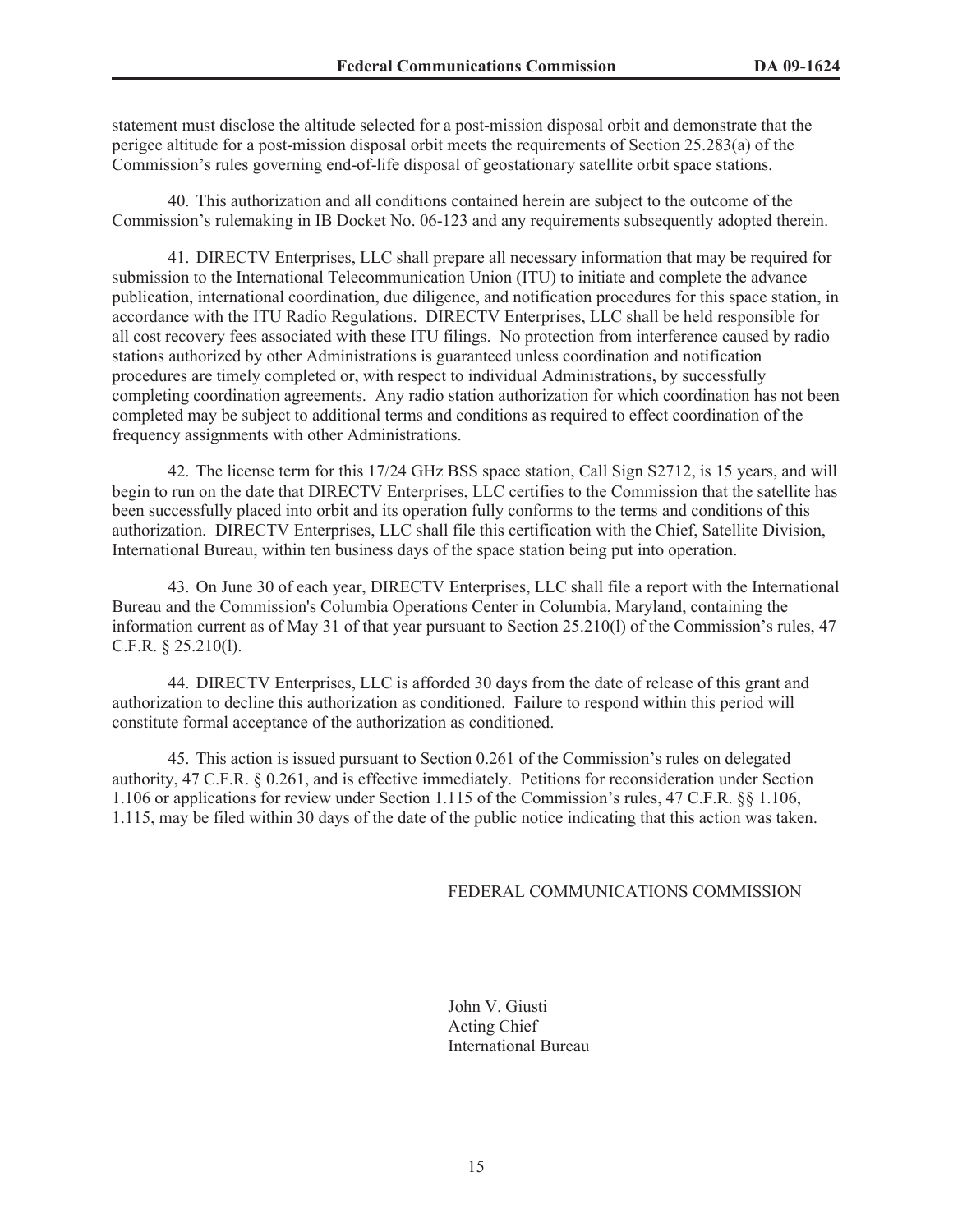statement must disclose the altitude selected for a post-mission disposal orbit and demonstrate that the perigee altitude for a post-mission disposal orbit meets the requirements of Section 25.283(a) of the Commission's rules governing end-of-life disposal of geostationary satellite orbit space stations.

40. This authorization and all conditions contained herein are subject to the outcome of the Commission's rulemaking in IB Docket No. 06-123 and any requirements subsequently adopted therein.

41. DIRECTV Enterprises, LLC shall prepare all necessary information that may be required for submission to the International Telecommunication Union (ITU) to initiate and complete the advance publication, international coordination, due diligence, and notification procedures for this space station, in accordance with the ITU Radio Regulations. DIRECTV Enterprises, LLC shall be held responsible for all cost recovery fees associated with these ITU filings. No protection from interference caused by radio stations authorized by other Administrations is guaranteed unless coordination and notification procedures are timely completed or, with respect to individual Administrations, by successfully completing coordination agreements. Any radio station authorization for which coordination has not been completed may be subject to additional terms and conditions as required to effect coordination of the frequency assignments with other Administrations.

42. The license term for this 17/24 GHz BSS space station, Call Sign S2712, is 15 years, and will begin to run on the date that DIRECTV Enterprises, LLC certifies to the Commission that the satellite has been successfully placed into orbit and its operation fully conforms to the terms and conditions of this authorization. DIRECTV Enterprises, LLC shall file this certification with the Chief, Satellite Division, International Bureau, within ten business days of the space station being put into operation.

43. On June 30 of each year, DIRECTV Enterprises, LLC shall file a report with the International Bureau and the Commission's Columbia Operations Center in Columbia, Maryland, containing the information current as of May 31 of that year pursuant to Section 25.210(l) of the Commission's rules, 47 C.F.R. § 25.210(l).

44. DIRECTV Enterprises, LLC is afforded 30 days from the date of release of this grant and authorization to decline this authorization as conditioned. Failure to respond within this period will constitute formal acceptance of the authorization as conditioned.

45. This action is issued pursuant to Section 0.261 of the Commission's rules on delegated authority, 47 C.F.R. § 0.261, and is effective immediately. Petitions for reconsideration under Section 1.106 or applications for review under Section 1.115 of the Commission's rules, 47 C.F.R. §§ 1.106, 1.115, may be filed within 30 days of the date of the public notice indicating that this action was taken.

FEDERAL COMMUNICATIONS COMMISSION

John V. Giusti
Acting Chief
International Bureau